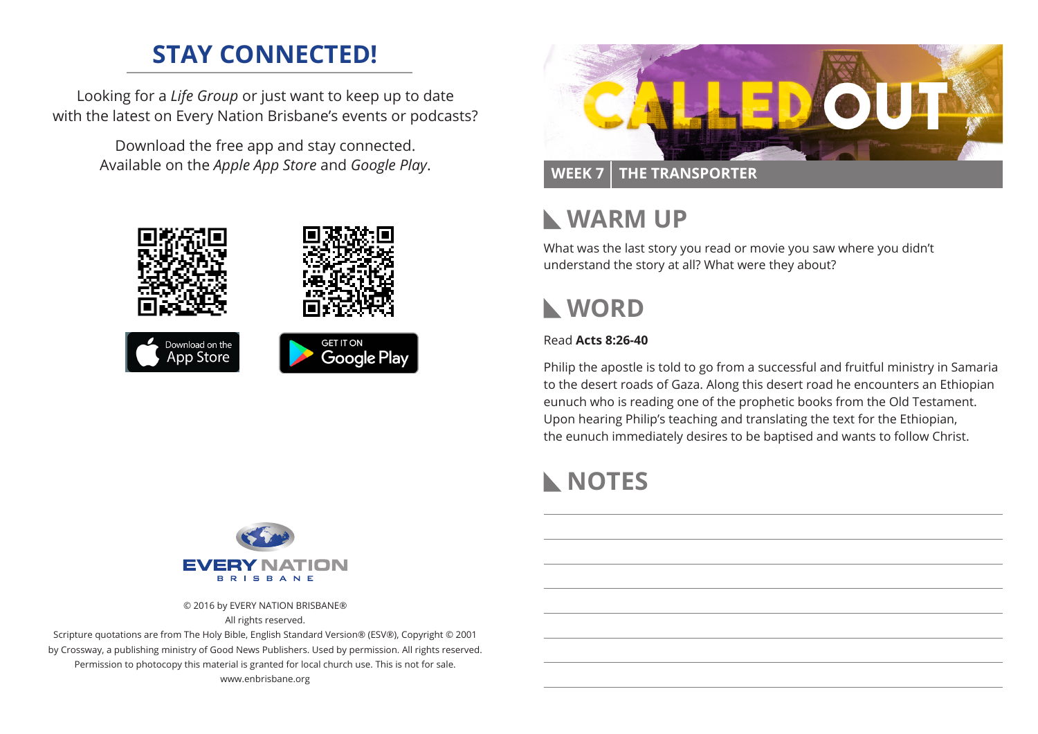## STAY CONNECTED!

Looking for a *Life Group* or just want to keep up to date with the latest on Every Nation Brisbane's events or podcasts?

Download the free app and stay connected. Available on the *Apple App Store* and *Google Play*.

Download on the App Store

GET IT ON Google Play

EVERY NATION
BRISBANE

© 2016 by EVERY NATION BRISBANE®
All rights reserved.
Scripture quotations are from The Holy Bible, English Standard Version® (ESV®), Copyright © 2001 by Crossway, a publishing ministry of Good News Publishers. Used by permission. All rights reserved.
Permission to photocopy this material is granted for local church use. This is not for sale.
www.enbrisbane.org

# CALLED OUT

**WEEK 7 | THE TRANSPORTER**

## WARM UP

What was the last story you read or movie you saw where you didn't understand the story at all? What were they about?

## WORD

Read **Acts 8:26-40**

Philip the apostle is told to go from a successful and fruitful ministry in Samaria to the desert roads of Gaza. Along this desert road he encounters an Ethiopian eunuch who is reading one of the prophetic books from the Old Testament. Upon hearing Philip's teaching and translating the text for the Ethiopian, the eunuch immediately desires to be baptised and wants to follow Christ.

## NOTES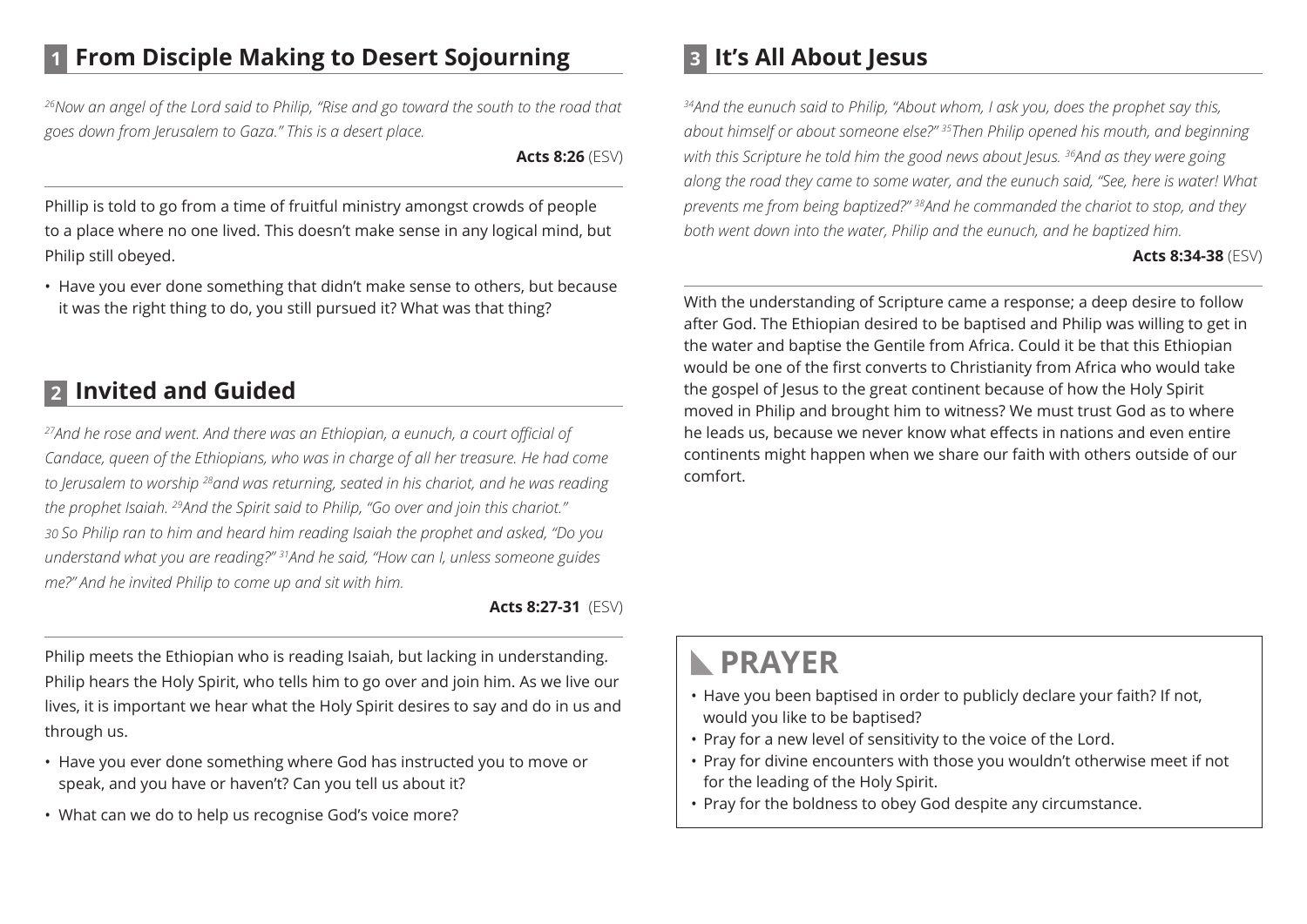## 1 From Disciple Making to Desert Sojourning

*[26]Now an angel of the Lord said to Philip, "Rise and go toward the south to the road that goes down from Jerusalem to Gaza." This is a desert place.*

**Acts 8:26** (ESV)

Phillip is told to go from a time of fruitful ministry amongst crowds of people to a place where no one lived. This doesn't make sense in any logical mind, but Philip still obeyed.

- Have you ever done something that didn't make sense to others, but because it was the right thing to do, you still pursued it? What was that thing?

## 2 Invited and Guided

*[27]And he rose and went. And there was an Ethiopian, a eunuch, a court official of Candace, queen of the Ethiopians, who was in charge of all her treasure. He had come to Jerusalem to worship [28]and was returning, seated in his chariot, and he was reading the prophet Isaiah. [29]And the Spirit said to Philip, "Go over and join this chariot." 30 So Philip ran to him and heard him reading Isaiah the prophet and asked, "Do you understand what you are reading?" [31]And he said, "How can I, unless someone guides me?" And he invited Philip to come up and sit with him.*

**Acts 8:27-31** (ESV)

Philip meets the Ethiopian who is reading Isaiah, but lacking in understanding. Philip hears the Holy Spirit, who tells him to go over and join him. As we live our lives, it is important we hear what the Holy Spirit desires to say and do in us and through us.

- Have you ever done something where God has instructed you to move or speak, and you have or haven't? Can you tell us about it?
- What can we do to help us recognise God's voice more?

## 3 It's All About Jesus

*[34]And the eunuch said to Philip, "About whom, I ask you, does the prophet say this, about himself or about someone else?" [35]Then Philip opened his mouth, and beginning with this Scripture he told him the good news about Jesus. [36]And as they were going along the road they came to some water, and the eunuch said, "See, here is water! What prevents me from being baptized?" [38]And he commanded the chariot to stop, and they both went down into the water, Philip and the eunuch, and he baptized him.*

**Acts 8:34-38** (ESV)

With the understanding of Scripture came a response; a deep desire to follow after God. The Ethiopian desired to be baptised and Philip was willing to get in the water and baptise the Gentile from Africa. Could it be that this Ethiopian would be one of the first converts to Christianity from Africa who would take the gospel of Jesus to the great continent because of how the Holy Spirit moved in Philip and brought him to witness? We must trust God as to where he leads us, because we never know what effects in nations and even entire continents might happen when we share our faith with others outside of our comfort.

## PRAYER

- Have you been baptised in order to publicly declare your faith? If not, would you like to be baptised?
- Pray for a new level of sensitivity to the voice of the Lord.
- Pray for divine encounters with those you wouldn't otherwise meet if not for the leading of the Holy Spirit.
- Pray for the boldness to obey God despite any circumstance.